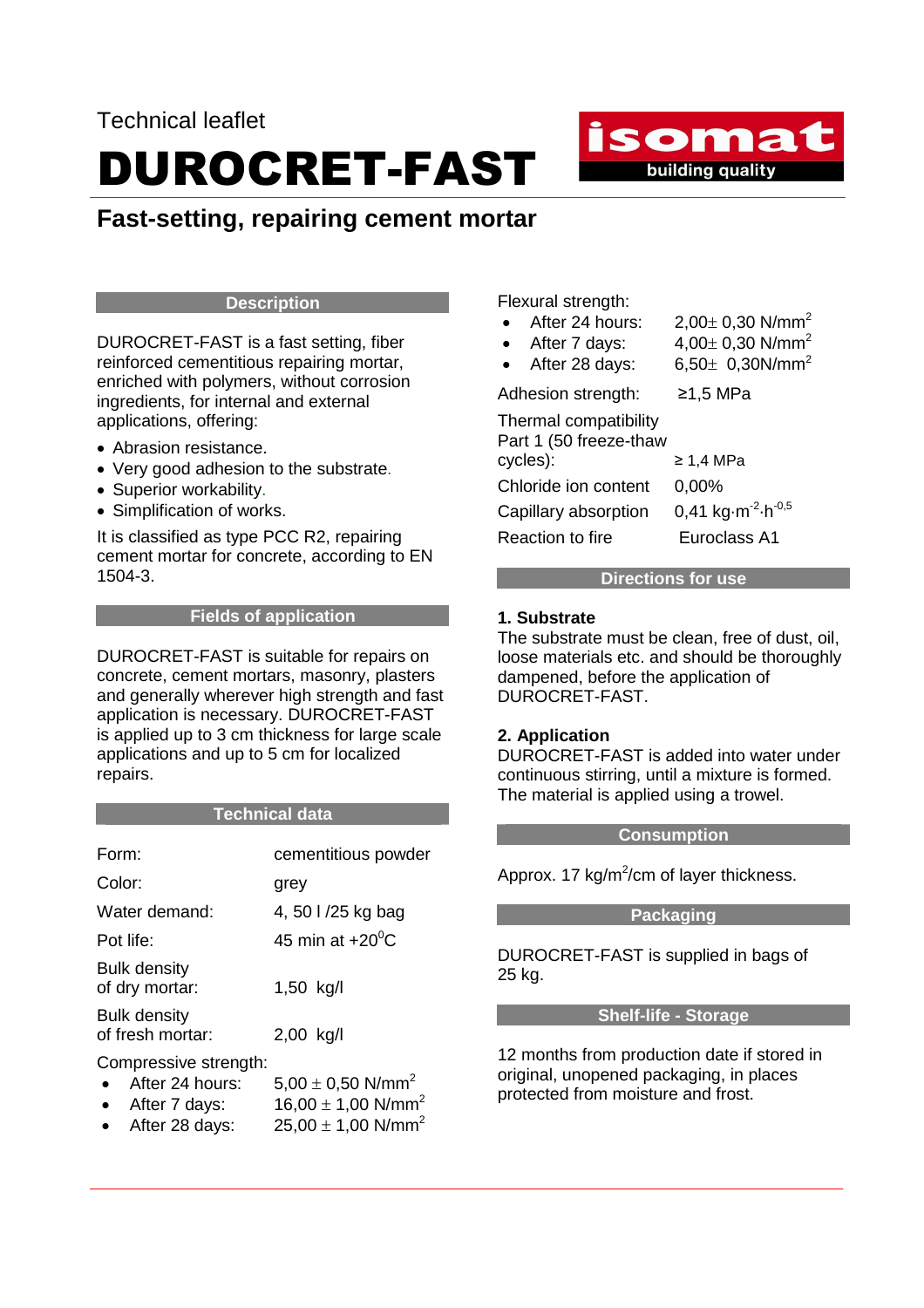Technical leaflet

# DUROCRET-FAST

## Fast-setting, repairing cement mortar

### Description

DUROCRET-FAST is a fast setting, fiber reinforced cementitious repairing mortar, enriched with polymers, without corrosion ingredients, for internal and external applications, offering:

- Abrasion resistance.
- Very good adhesion to the substrate.
- Superior workability.
- Simplification of works.

It is classified as type PCC R2, repairing cement mortar for concrete, according to EN 1504-3.

### Fields of application

DUROCRET-FAST is suitable for repairs on concrete, cement mortars, masonry, plasters and generally wherever high strength and fast application is necessary. DUROCRET-FAST is applied up to 3 cm thickness for large scale applications and up to 5 cm for localized repairs.

### Technical data

| | |
|---|---|
| Form: | cementitious powder |
| Color: | grey |
| Water demand: | 4, 50 l /25 kg bag |
| Pot life: | 45 min at +20$^0$C |
| Bulk density of dry mortar: | 1,50 kg/l |
| Bulk density of fresh mortar: | 2,00 kg/l |

Compressive strength:

| | |
|---|---|
| • After 24 hours: | 5,00 $\pm$ 0,50 N/mm$^2$ |
| • After 7 days: | 16,00 $\pm$ 1,00 N/mm$^2$ |
| • After 28 days: | 25,00 $\pm$ 1,00 N/mm$^2$ |

Flexural strength:

| | |
|---|---|
| • After 24 hours: | 2,00$\pm$ 0,30 N/mm$^2$ |
| • After 7 days: | 4,00$\pm$ 0,30 N/mm$^2$ |
| • After 28 days: | 6,50$\pm$ 0,30N/mm$^2$ |

| | |
|---|---|
| Adhesion strength: | ≥1,5 MPa |
| Thermal compatibility Part 1 (50 freeze-thaw cycles): | ≥ 1,4 MPa |
| Chloride ion content | 0,00% |
| Capillary absorption | 0,41 kg·m$^{-2}$·h$^{-0,5}$ |
| Reaction to fire | Euroclass A1 |

### Directions for use

**1. Substrate**
The substrate must be clean, free of dust, oil, loose materials etc. and should be thoroughly dampened, before the application of DUROCRET-FAST.

**2. Application**
DUROCRET-FAST is added into water under continuous stirring, until a mixture is formed. The material is applied using a trowel.

### Consumption

Approx. 17 kg/m$^2$/cm of layer thickness.

### Packaging

DUROCRET-FAST is supplied in bags of 25 kg.

### Shelf-life - Storage

12 months from production date if stored in original, unopened packaging, in places protected from moisture and frost.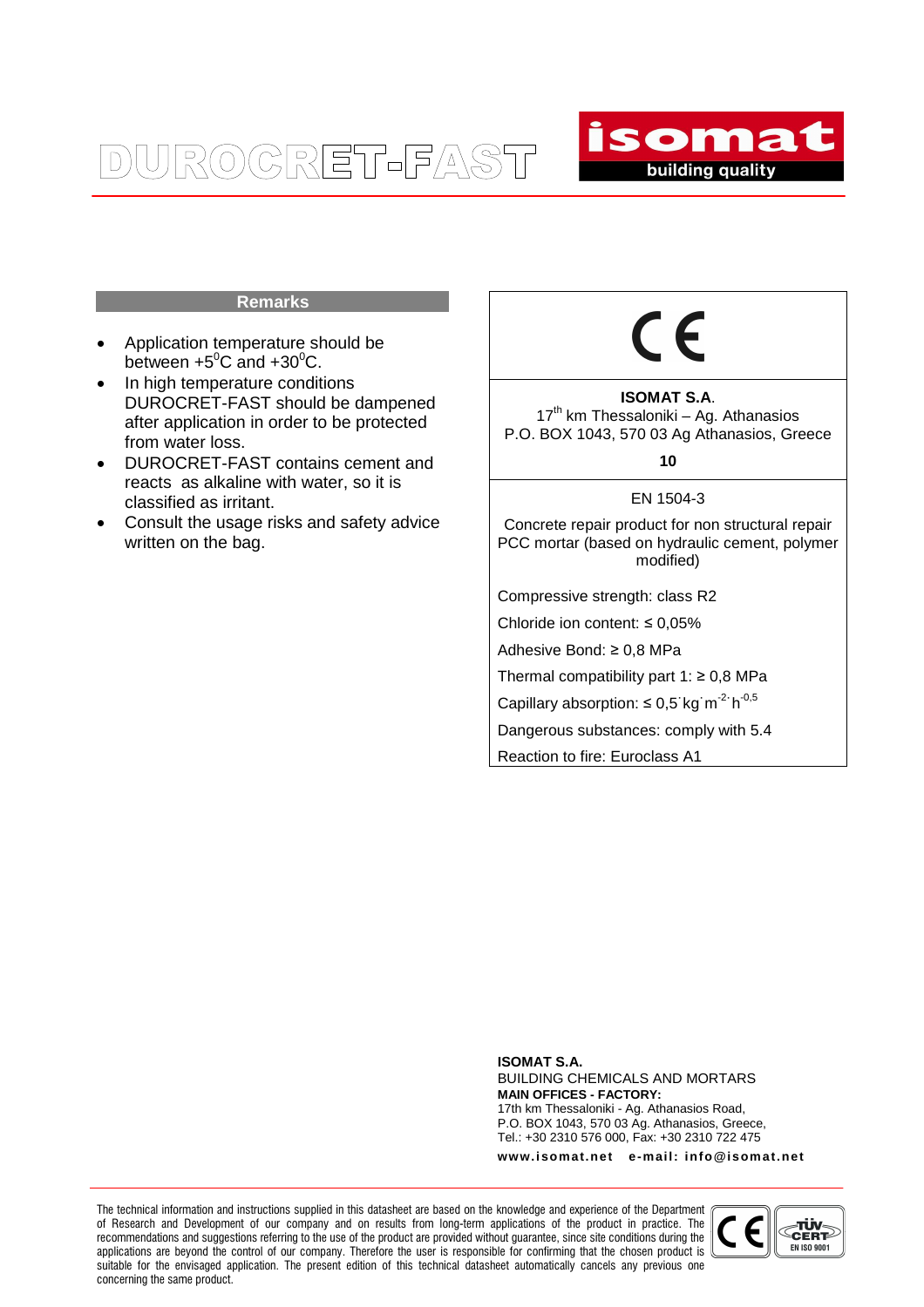# DUROCRET-FAST

## Remarks

- Application temperature should be between +5$^0$C and +30$^0$C.
- In high temperature conditions DUROCRET-FAST should be dampened after application in order to be protected from water loss.
- DUROCRET-FAST contains cement and reacts as alkaline with water, so it is classified as irritant.
- Consult the usage risks and safety advice written on the bag.

CE

**ISOMAT S.A.**
17$^{th}$ km Thessaloniki – Ag. Athanasios
P.O. BOX 1043, 570 03 Ag Athanasios, Greece

**10**

EN 1504-3

Concrete repair product for non structural repair PCC mortar (based on hydraulic cement, polymer modified)

Compressive strength: class R2

Chloride ion content: ≤ 0,05%

Adhesive Bond: ≥ 0,8 MPa

Thermal compatibility part 1: ≥ 0,8 MPa

Capillary absorption: ≤ 0,5 kg·m$^{-2}$·h$^{-0,5}$

Dangerous substances: comply with 5.4

Reaction to fire: Euroclass A1

**ISOMAT S.A.**
BUILDING CHEMICALS AND MORTARS
**MAIN OFFICES - FACTORY:**
17th km Thessaloniki - Ag. Athanasios Road,
P.O. BOX 1043, 570 03 Ag. Athanasios, Greece,
Tel.: +30 2310 576 000, Fax: +30 2310 722 475

**www.isomat.net e-mail: info@isomat.net**

---

The technical information and instructions supplied in this datasheet are based on the knowledge and experience of the Department of Research and Development of our company and on results from long-term applications of the product in practice. The recommendations and suggestions referring to the use of the product are provided without guarantee, since site conditions during the applications are beyond the control of our company. Therefore the user is responsible for confirming that the chosen product is suitable for the envisaged application. The present edition of this technical datasheet automatically cancels any previous one concerning the same product.